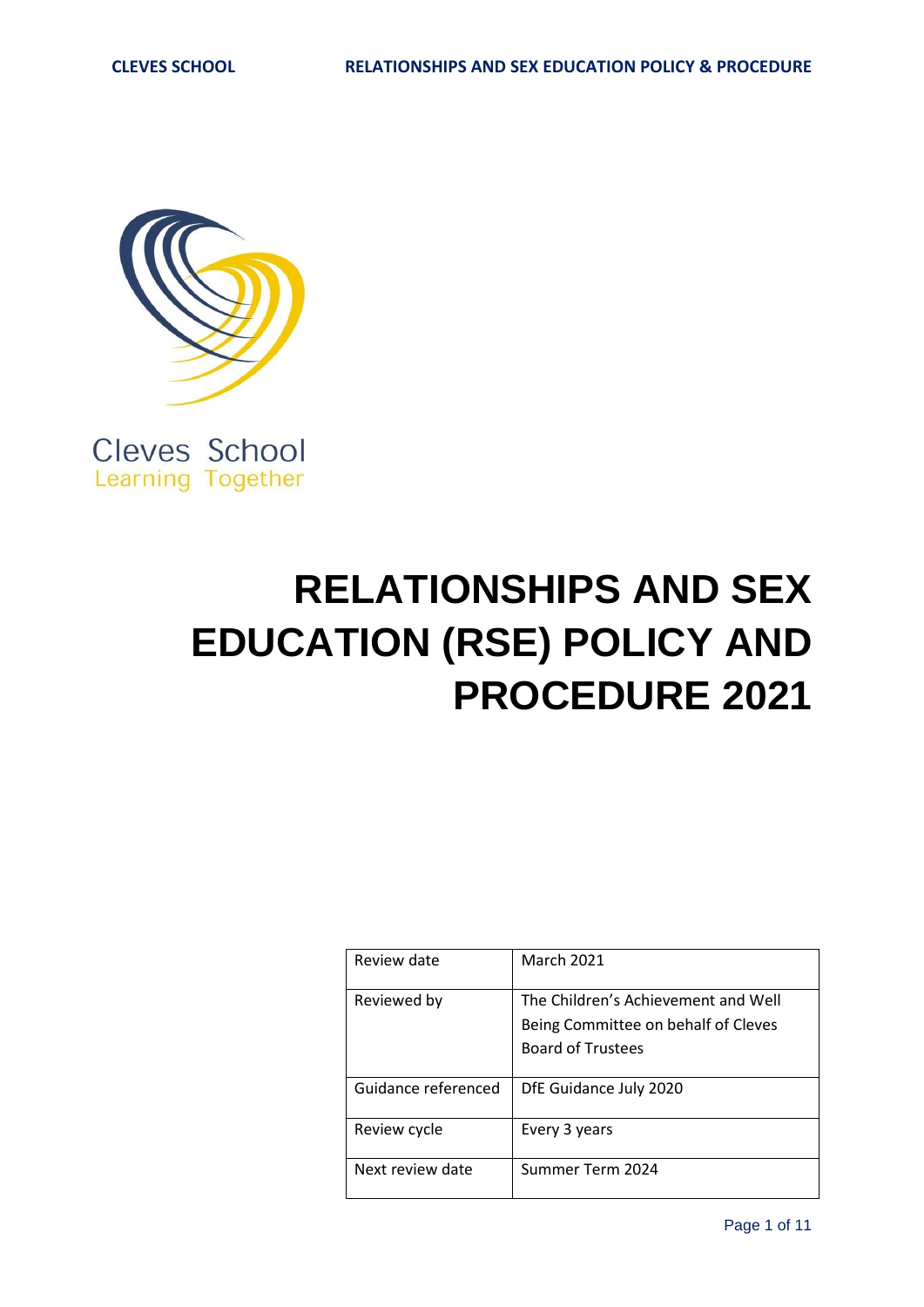Cleves School
Learning Together

# RELATIONSHIPS AND SEX EDUCATION (RSE) POLICY AND PROCEDURE 2021

| | |
|---|---|
| Review date | March 2021 |
| Reviewed by | The Children's Achievement and Well Being Committee on behalf of Cleves Board of Trustees |
| Guidance referenced | DfE Guidance July 2020 |
| Review cycle | Every 3 years |
| Next review date | Summer Term 2024 |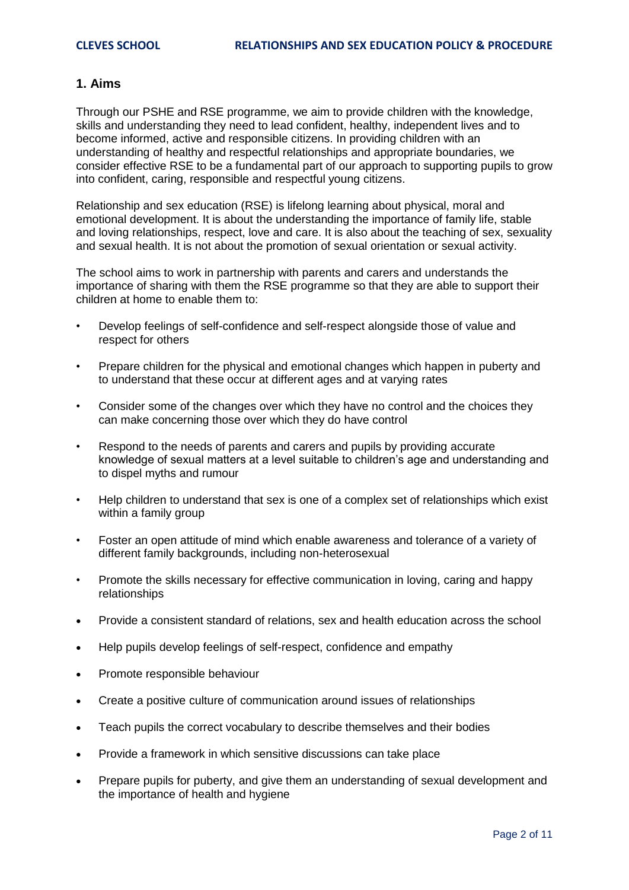## 1. Aims

Through our PSHE and RSE programme, we aim to provide children with the knowledge, skills and understanding they need to lead confident, healthy, independent lives and to become informed, active and responsible citizens. In providing children with an understanding of healthy and respectful relationships and appropriate boundaries, we consider effective RSE to be a fundamental part of our approach to supporting pupils to grow into confident, caring, responsible and respectful young citizens.

Relationship and sex education (RSE) is lifelong learning about physical, moral and emotional development. It is about the understanding the importance of family life, stable and loving relationships, respect, love and care. It is also about the teaching of sex, sexuality and sexual health. It is not about the promotion of sexual orientation or sexual activity.

The school aims to work in partnership with parents and carers and understands the importance of sharing with them the RSE programme so that they are able to support their children at home to enable them to:

- Develop feelings of self-confidence and self-respect alongside those of value and respect for others
- Prepare children for the physical and emotional changes which happen in puberty and to understand that these occur at different ages and at varying rates
- Consider some of the changes over which they have no control and the choices they can make concerning those over which they do have control
- Respond to the needs of parents and carers and pupils by providing accurate knowledge of sexual matters at a level suitable to children's age and understanding and to dispel myths and rumour
- Help children to understand that sex is one of a complex set of relationships which exist within a family group
- Foster an open attitude of mind which enable awareness and tolerance of a variety of different family backgrounds, including non-heterosexual
- Promote the skills necessary for effective communication in loving, caring and happy relationships
- Provide a consistent standard of relations, sex and health education across the school
- Help pupils develop feelings of self-respect, confidence and empathy
- Promote responsible behaviour
- Create a positive culture of communication around issues of relationships
- Teach pupils the correct vocabulary to describe themselves and their bodies
- Provide a framework in which sensitive discussions can take place
- Prepare pupils for puberty, and give them an understanding of sexual development and the importance of health and hygiene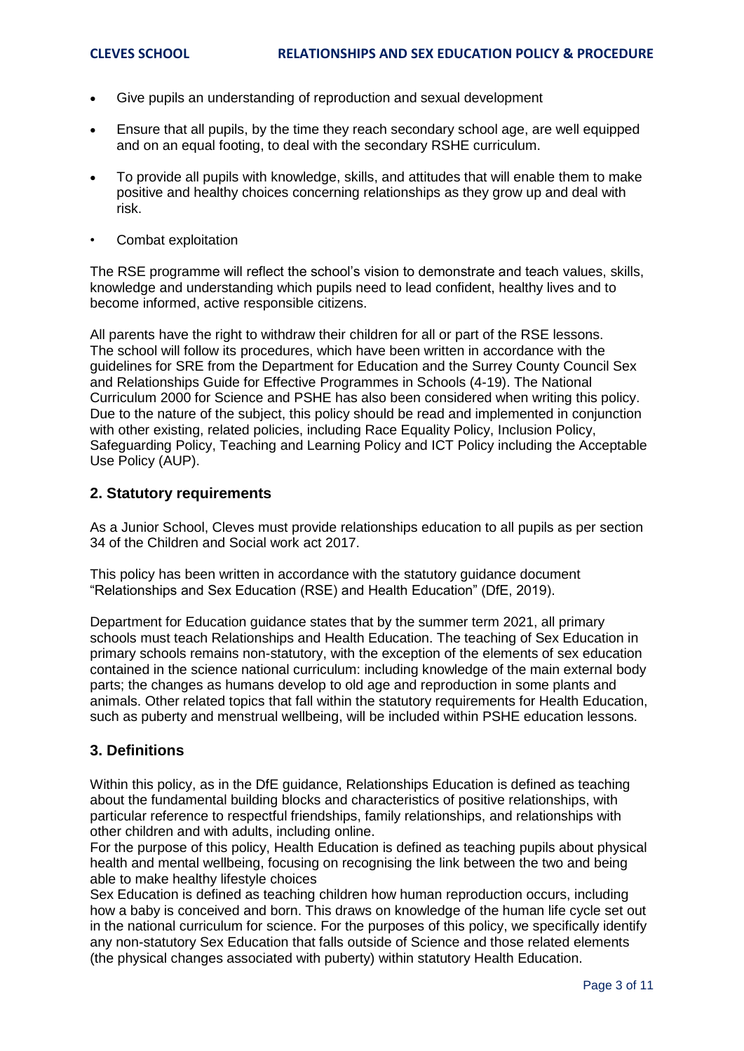- Give pupils an understanding of reproduction and sexual development
- Ensure that all pupils, by the time they reach secondary school age, are well equipped and on an equal footing, to deal with the secondary RSHE curriculum.
- To provide all pupils with knowledge, skills, and attitudes that will enable them to make positive and healthy choices concerning relationships as they grow up and deal with risk.
- Combat exploitation

The RSE programme will reflect the school's vision to demonstrate and teach values, skills, knowledge and understanding which pupils need to lead confident, healthy lives and to become informed, active responsible citizens.

All parents have the right to withdraw their children for all or part of the RSE lessons. The school will follow its procedures, which have been written in accordance with the guidelines for SRE from the Department for Education and the Surrey County Council Sex and Relationships Guide for Effective Programmes in Schools (4-19). The National Curriculum 2000 for Science and PSHE has also been considered when writing this policy. Due to the nature of the subject, this policy should be read and implemented in conjunction with other existing, related policies, including Race Equality Policy, Inclusion Policy, Safeguarding Policy, Teaching and Learning Policy and ICT Policy including the Acceptable Use Policy (AUP).

## 2. Statutory requirements

As a Junior School, Cleves must provide relationships education to all pupils as per section 34 of the Children and Social work act 2017.

This policy has been written in accordance with the statutory guidance document "Relationships and Sex Education (RSE) and Health Education" (DfE, 2019).

Department for Education guidance states that by the summer term 2021, all primary schools must teach Relationships and Health Education. The teaching of Sex Education in primary schools remains non-statutory, with the exception of the elements of sex education contained in the science national curriculum: including knowledge of the main external body parts; the changes as humans develop to old age and reproduction in some plants and animals. Other related topics that fall within the statutory requirements for Health Education, such as puberty and menstrual wellbeing, will be included within PSHE education lessons.

## 3. Definitions

Within this policy, as in the DfE guidance, Relationships Education is defined as teaching about the fundamental building blocks and characteristics of positive relationships, with particular reference to respectful friendships, family relationships, and relationships with other children and with adults, including online.
For the purpose of this policy, Health Education is defined as teaching pupils about physical health and mental wellbeing, focusing on recognising the link between the two and being able to make healthy lifestyle choices
Sex Education is defined as teaching children how human reproduction occurs, including how a baby is conceived and born. This draws on knowledge of the human life cycle set out in the national curriculum for science. For the purposes of this policy, we specifically identify any non-statutory Sex Education that falls outside of Science and those related elements (the physical changes associated with puberty) within statutory Health Education.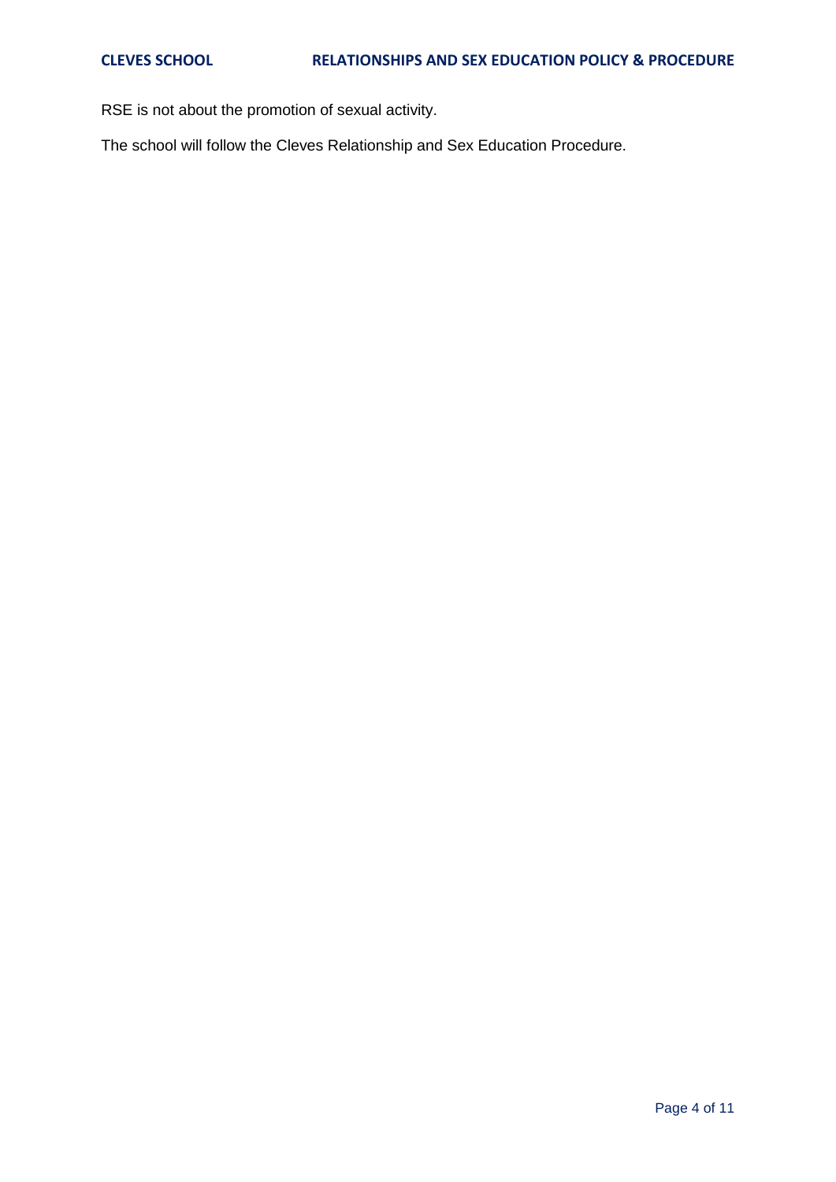RSE is not about the promotion of sexual activity.

The school will follow the Cleves Relationship and Sex Education Procedure.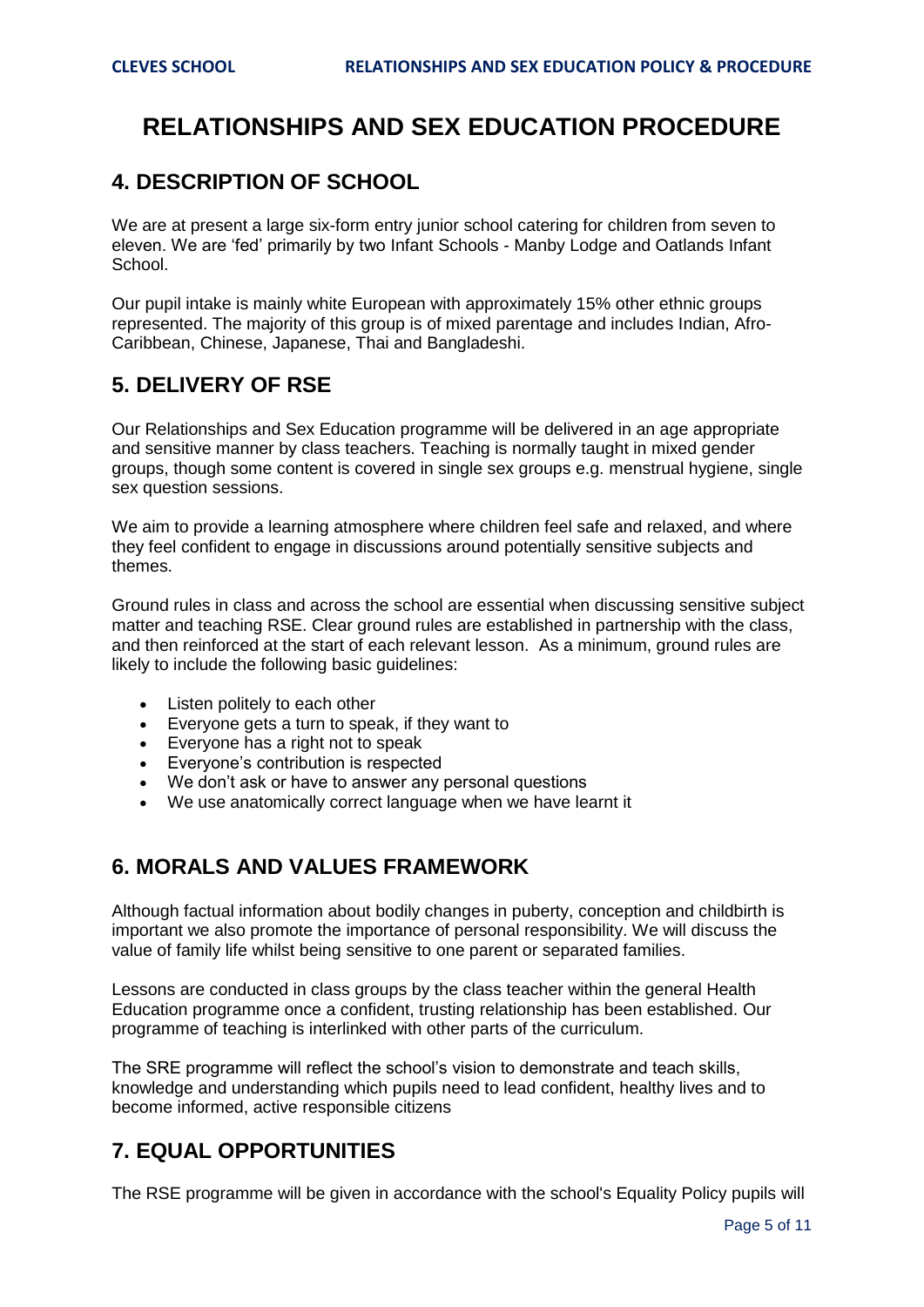# RELATIONSHIPS AND SEX EDUCATION PROCEDURE

## 4. DESCRIPTION OF SCHOOL

We are at present a large six-form entry junior school catering for children from seven to eleven. We are 'fed' primarily by two Infant Schools - Manby Lodge and Oatlands Infant School.

Our pupil intake is mainly white European with approximately 15% other ethnic groups represented. The majority of this group is of mixed parentage and includes Indian, Afro-Caribbean, Chinese, Japanese, Thai and Bangladeshi.

## 5. DELIVERY OF RSE

Our Relationships and Sex Education programme will be delivered in an age appropriate and sensitive manner by class teachers. Teaching is normally taught in mixed gender groups, though some content is covered in single sex groups e.g. menstrual hygiene, single sex question sessions.

We aim to provide a learning atmosphere where children feel safe and relaxed, and where they feel confident to engage in discussions around potentially sensitive subjects and themes.

Ground rules in class and across the school are essential when discussing sensitive subject matter and teaching RSE. Clear ground rules are established in partnership with the class, and then reinforced at the start of each relevant lesson. As a minimum, ground rules are likely to include the following basic guidelines:

- Listen politely to each other
- Everyone gets a turn to speak, if they want to
- Everyone has a right not to speak
- Everyone's contribution is respected
- We don't ask or have to answer any personal questions
- We use anatomically correct language when we have learnt it

## 6. MORALS AND VALUES FRAMEWORK

Although factual information about bodily changes in puberty, conception and childbirth is important we also promote the importance of personal responsibility. We will discuss the value of family life whilst being sensitive to one parent or separated families.

Lessons are conducted in class groups by the class teacher within the general Health Education programme once a confident, trusting relationship has been established. Our programme of teaching is interlinked with other parts of the curriculum.

The SRE programme will reflect the school's vision to demonstrate and teach skills, knowledge and understanding which pupils need to lead confident, healthy lives and to become informed, active responsible citizens

## 7. EQUAL OPPORTUNITIES

The RSE programme will be given in accordance with the school's Equality Policy pupils will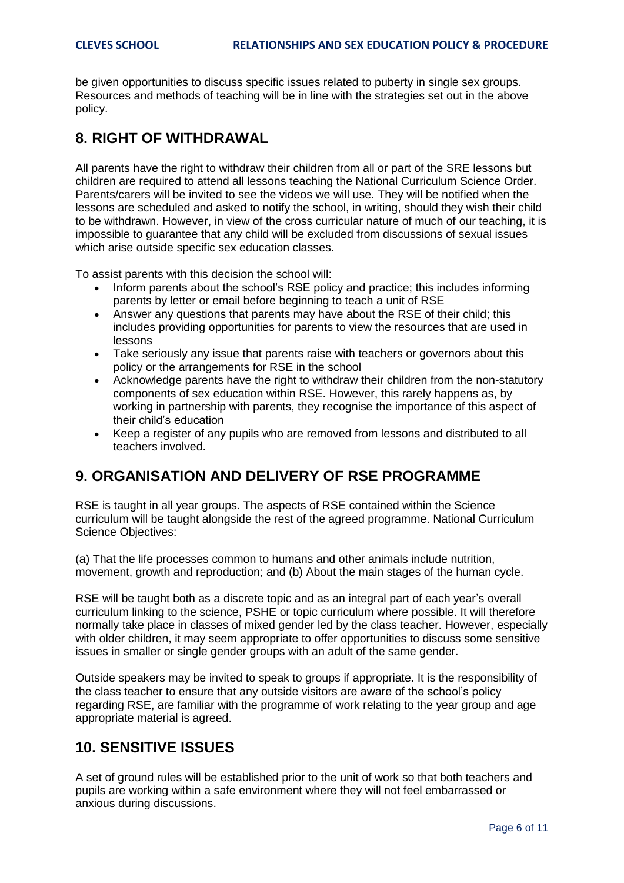be given opportunities to discuss specific issues related to puberty in single sex groups. Resources and methods of teaching will be in line with the strategies set out in the above policy.

## 8. RIGHT OF WITHDRAWAL

All parents have the right to withdraw their children from all or part of the SRE lessons but children are required to attend all lessons teaching the National Curriculum Science Order. Parents/carers will be invited to see the videos we will use. They will be notified when the lessons are scheduled and asked to notify the school, in writing, should they wish their child to be withdrawn. However, in view of the cross curricular nature of much of our teaching, it is impossible to guarantee that any child will be excluded from discussions of sexual issues which arise outside specific sex education classes.

To assist parents with this decision the school will:

- Inform parents about the school's RSE policy and practice; this includes informing parents by letter or email before beginning to teach a unit of RSE
- Answer any questions that parents may have about the RSE of their child; this includes providing opportunities for parents to view the resources that are used in lessons
- Take seriously any issue that parents raise with teachers or governors about this policy or the arrangements for RSE in the school
- Acknowledge parents have the right to withdraw their children from the non-statutory components of sex education within RSE. However, this rarely happens as, by working in partnership with parents, they recognise the importance of this aspect of their child's education
- Keep a register of any pupils who are removed from lessons and distributed to all teachers involved.

## 9. ORGANISATION AND DELIVERY OF RSE PROGRAMME

RSE is taught in all year groups. The aspects of RSE contained within the Science curriculum will be taught alongside the rest of the agreed programme. National Curriculum Science Objectives:

(a) That the life processes common to humans and other animals include nutrition, movement, growth and reproduction; and (b) About the main stages of the human cycle.

RSE will be taught both as a discrete topic and as an integral part of each year's overall curriculum linking to the science, PSHE or topic curriculum where possible. It will therefore normally take place in classes of mixed gender led by the class teacher. However, especially with older children, it may seem appropriate to offer opportunities to discuss some sensitive issues in smaller or single gender groups with an adult of the same gender.

Outside speakers may be invited to speak to groups if appropriate. It is the responsibility of the class teacher to ensure that any outside visitors are aware of the school's policy regarding RSE, are familiar with the programme of work relating to the year group and age appropriate material is agreed.

## 10. SENSITIVE ISSUES

A set of ground rules will be established prior to the unit of work so that both teachers and pupils are working within a safe environment where they will not feel embarrassed or anxious during discussions.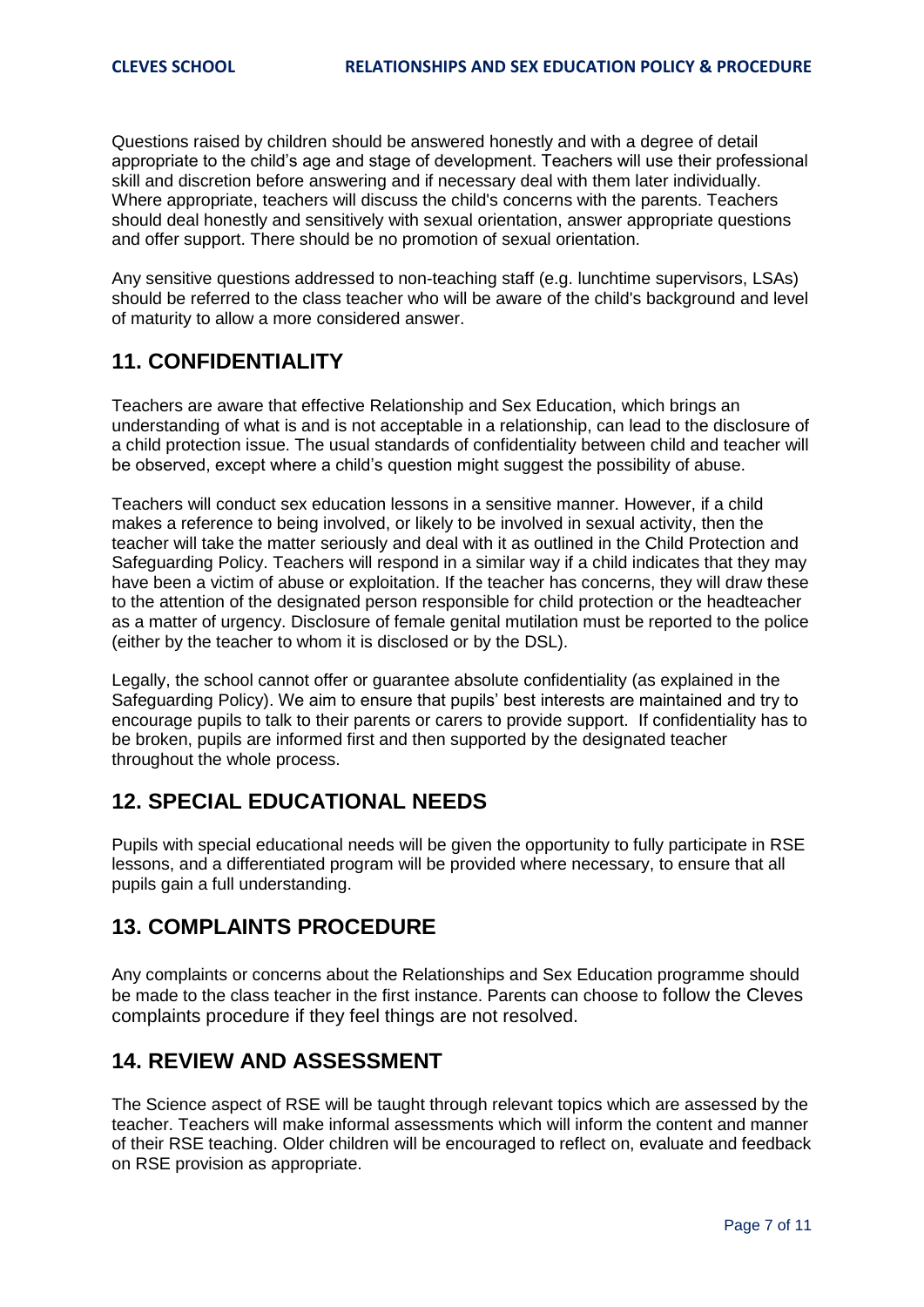Questions raised by children should be answered honestly and with a degree of detail appropriate to the child's age and stage of development. Teachers will use their professional skill and discretion before answering and if necessary deal with them later individually. Where appropriate, teachers will discuss the child's concerns with the parents. Teachers should deal honestly and sensitively with sexual orientation, answer appropriate questions and offer support. There should be no promotion of sexual orientation.

Any sensitive questions addressed to non-teaching staff (e.g. lunchtime supervisors, LSAs) should be referred to the class teacher who will be aware of the child's background and level of maturity to allow a more considered answer.

## 11. CONFIDENTIALITY

Teachers are aware that effective Relationship and Sex Education, which brings an understanding of what is and is not acceptable in a relationship, can lead to the disclosure of a child protection issue. The usual standards of confidentiality between child and teacher will be observed, except where a child's question might suggest the possibility of abuse.

Teachers will conduct sex education lessons in a sensitive manner. However, if a child makes a reference to being involved, or likely to be involved in sexual activity, then the teacher will take the matter seriously and deal with it as outlined in the Child Protection and Safeguarding Policy. Teachers will respond in a similar way if a child indicates that they may have been a victim of abuse or exploitation. If the teacher has concerns, they will draw these to the attention of the designated person responsible for child protection or the headteacher as a matter of urgency. Disclosure of female genital mutilation must be reported to the police (either by the teacher to whom it is disclosed or by the DSL).

Legally, the school cannot offer or guarantee absolute confidentiality (as explained in the Safeguarding Policy). We aim to ensure that pupils' best interests are maintained and try to encourage pupils to talk to their parents or carers to provide support. If confidentiality has to be broken, pupils are informed first and then supported by the designated teacher throughout the whole process.

## 12. SPECIAL EDUCATIONAL NEEDS

Pupils with special educational needs will be given the opportunity to fully participate in RSE lessons, and a differentiated program will be provided where necessary, to ensure that all pupils gain a full understanding.

## 13. COMPLAINTS PROCEDURE

Any complaints or concerns about the Relationships and Sex Education programme should be made to the class teacher in the first instance. Parents can choose to follow the Cleves complaints procedure if they feel things are not resolved.

## 14. REVIEW AND ASSESSMENT

The Science aspect of RSE will be taught through relevant topics which are assessed by the teacher. Teachers will make informal assessments which will inform the content and manner of their RSE teaching. Older children will be encouraged to reflect on, evaluate and feedback on RSE provision as appropriate.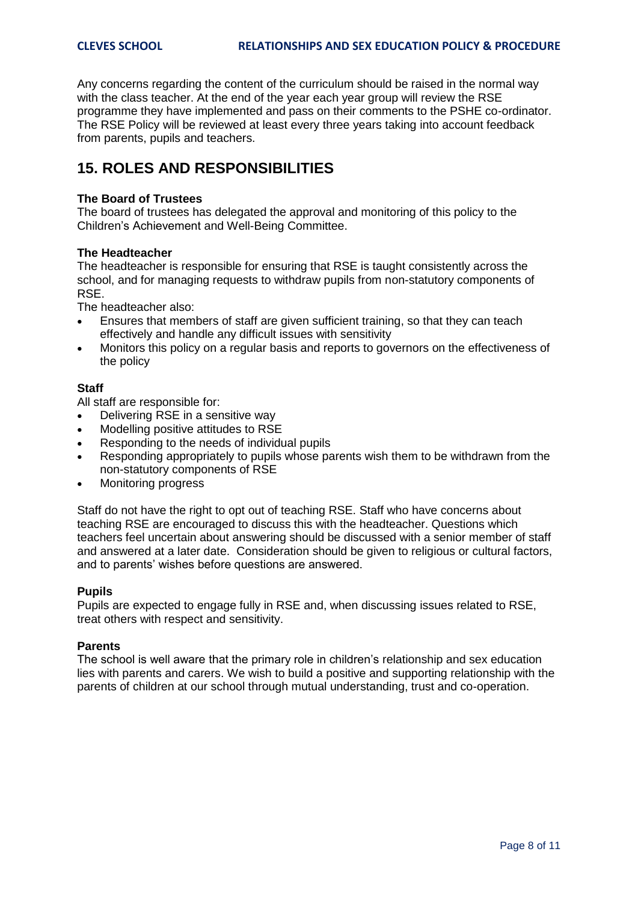Any concerns regarding the content of the curriculum should be raised in the normal way with the class teacher. At the end of the year each year group will review the RSE programme they have implemented and pass on their comments to the PSHE co-ordinator. The RSE Policy will be reviewed at least every three years taking into account feedback from parents, pupils and teachers.

## 15. ROLES AND RESPONSIBILITIES

**The Board of Trustees**
The board of trustees has delegated the approval and monitoring of this policy to the Children's Achievement and Well-Being Committee.

**The Headteacher**
The headteacher is responsible for ensuring that RSE is taught consistently across the school, and for managing requests to withdraw pupils from non-statutory components of RSE.
The headteacher also:

- Ensures that members of staff are given sufficient training, so that they can teach effectively and handle any difficult issues with sensitivity
- Monitors this policy on a regular basis and reports to governors on the effectiveness of the policy

**Staff**
All staff are responsible for:

- Delivering RSE in a sensitive way
- Modelling positive attitudes to RSE
- Responding to the needs of individual pupils
- Responding appropriately to pupils whose parents wish them to be withdrawn from the non-statutory components of RSE
- Monitoring progress

Staff do not have the right to opt out of teaching RSE. Staff who have concerns about teaching RSE are encouraged to discuss this with the headteacher. Questions which teachers feel uncertain about answering should be discussed with a senior member of staff and answered at a later date. Consideration should be given to religious or cultural factors, and to parents' wishes before questions are answered.

**Pupils**
Pupils are expected to engage fully in RSE and, when discussing issues related to RSE, treat others with respect and sensitivity.

**Parents**
The school is well aware that the primary role in children's relationship and sex education lies with parents and carers. We wish to build a positive and supporting relationship with the parents of children at our school through mutual understanding, trust and co-operation.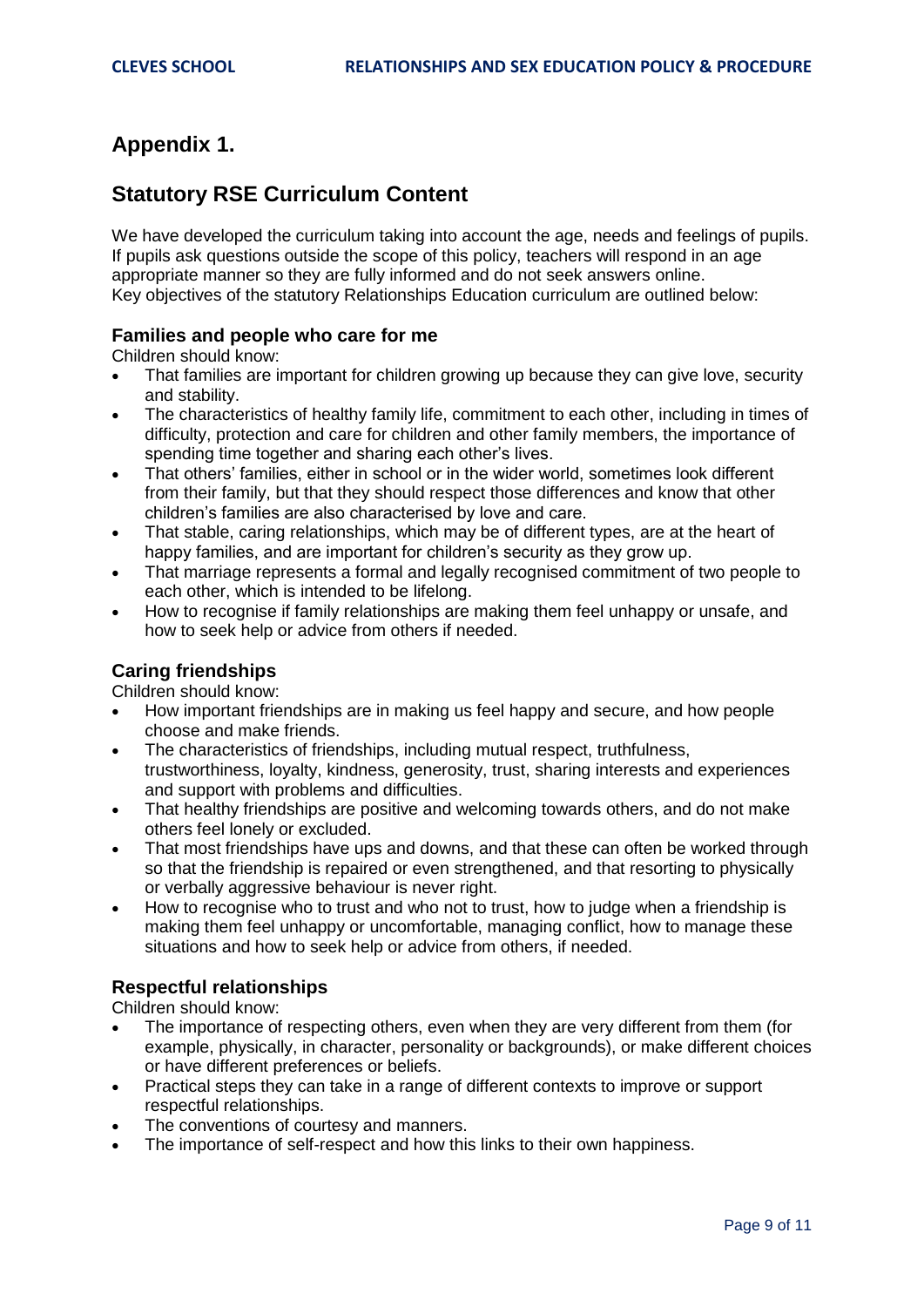## Appendix 1.

## Statutory RSE Curriculum Content

We have developed the curriculum taking into account the age, needs and feelings of pupils. If pupils ask questions outside the scope of this policy, teachers will respond in an age appropriate manner so they are fully informed and do not seek answers online.
Key objectives of the statutory Relationships Education curriculum are outlined below:

### Families and people who care for me

Children should know:

- That families are important for children growing up because they can give love, security and stability.
- The characteristics of healthy family life, commitment to each other, including in times of difficulty, protection and care for children and other family members, the importance of spending time together and sharing each other's lives.
- That others' families, either in school or in the wider world, sometimes look different from their family, but that they should respect those differences and know that other children's families are also characterised by love and care.
- That stable, caring relationships, which may be of different types, are at the heart of happy families, and are important for children's security as they grow up.
- That marriage represents a formal and legally recognised commitment of two people to each other, which is intended to be lifelong.
- How to recognise if family relationships are making them feel unhappy or unsafe, and how to seek help or advice from others if needed.

### Caring friendships

Children should know:

- How important friendships are in making us feel happy and secure, and how people choose and make friends.
- The characteristics of friendships, including mutual respect, truthfulness, trustworthiness, loyalty, kindness, generosity, trust, sharing interests and experiences and support with problems and difficulties.
- That healthy friendships are positive and welcoming towards others, and do not make others feel lonely or excluded.
- That most friendships have ups and downs, and that these can often be worked through so that the friendship is repaired or even strengthened, and that resorting to physically or verbally aggressive behaviour is never right.
- How to recognise who to trust and who not to trust, how to judge when a friendship is making them feel unhappy or uncomfortable, managing conflict, how to manage these situations and how to seek help or advice from others, if needed.

### Respectful relationships

Children should know:

- The importance of respecting others, even when they are very different from them (for example, physically, in character, personality or backgrounds), or make different choices or have different preferences or beliefs.
- Practical steps they can take in a range of different contexts to improve or support respectful relationships.
- The conventions of courtesy and manners.
- The importance of self-respect and how this links to their own happiness.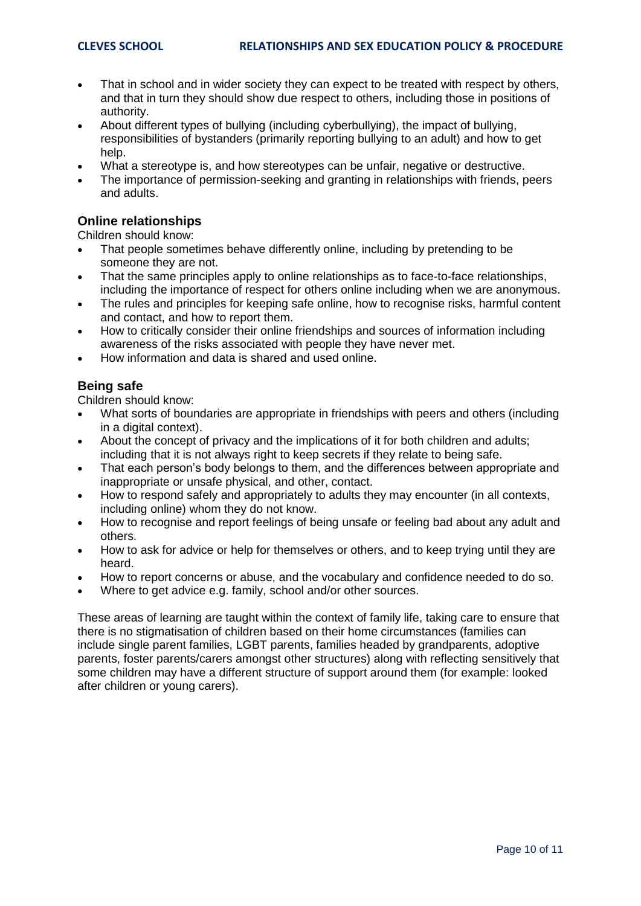- That in school and in wider society they can expect to be treated with respect by others, and that in turn they should show due respect to others, including those in positions of authority.
- About different types of bullying (including cyberbullying), the impact of bullying, responsibilities of bystanders (primarily reporting bullying to an adult) and how to get help.
- What a stereotype is, and how stereotypes can be unfair, negative or destructive.
- The importance of permission-seeking and granting in relationships with friends, peers and adults.

### Online relationships

Children should know:

- That people sometimes behave differently online, including by pretending to be someone they are not.
- That the same principles apply to online relationships as to face-to-face relationships, including the importance of respect for others online including when we are anonymous.
- The rules and principles for keeping safe online, how to recognise risks, harmful content and contact, and how to report them.
- How to critically consider their online friendships and sources of information including awareness of the risks associated with people they have never met.
- How information and data is shared and used online.

### Being safe

Children should know:

- What sorts of boundaries are appropriate in friendships with peers and others (including in a digital context).
- About the concept of privacy and the implications of it for both children and adults; including that it is not always right to keep secrets if they relate to being safe.
- That each person's body belongs to them, and the differences between appropriate and inappropriate or unsafe physical, and other, contact.
- How to respond safely and appropriately to adults they may encounter (in all contexts, including online) whom they do not know.
- How to recognise and report feelings of being unsafe or feeling bad about any adult and others.
- How to ask for advice or help for themselves or others, and to keep trying until they are heard.
- How to report concerns or abuse, and the vocabulary and confidence needed to do so.
- Where to get advice e.g. family, school and/or other sources.

These areas of learning are taught within the context of family life, taking care to ensure that there is no stigmatisation of children based on their home circumstances (families can include single parent families, LGBT parents, families headed by grandparents, adoptive parents, foster parents/carers amongst other structures) along with reflecting sensitively that some children may have a different structure of support around them (for example: looked after children or young carers).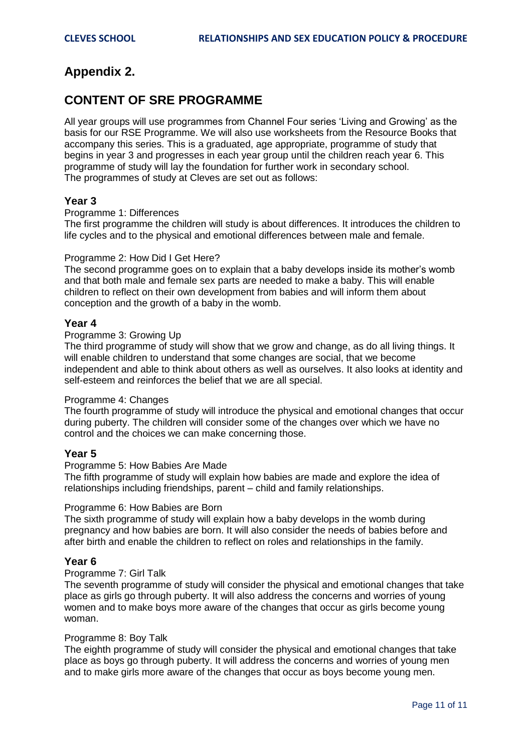## Appendix 2.

## CONTENT OF SRE PROGRAMME

All year groups will use programmes from Channel Four series 'Living and Growing' as the basis for our RSE Programme. We will also use worksheets from the Resource Books that accompany this series. This is a graduated, age appropriate, programme of study that begins in year 3 and progresses in each year group until the children reach year 6. This programme of study will lay the foundation for further work in secondary school. The programmes of study at Cleves are set out as follows:

### Year 3

Programme 1: Differences
The first programme the children will study is about differences. It introduces the children to life cycles and to the physical and emotional differences between male and female.

Programme 2: How Did I Get Here?
The second programme goes on to explain that a baby develops inside its mother's womb and that both male and female sex parts are needed to make a baby. This will enable children to reflect on their own development from babies and will inform them about conception and the growth of a baby in the womb.

### Year 4

Programme 3: Growing Up
The third programme of study will show that we grow and change, as do all living things. It will enable children to understand that some changes are social, that we become independent and able to think about others as well as ourselves. It also looks at identity and self-esteem and reinforces the belief that we are all special.

Programme 4: Changes
The fourth programme of study will introduce the physical and emotional changes that occur during puberty. The children will consider some of the changes over which we have no control and the choices we can make concerning those.

### Year 5

Programme 5: How Babies Are Made
The fifth programme of study will explain how babies are made and explore the idea of relationships including friendships, parent – child and family relationships.

Programme 6: How Babies are Born
The sixth programme of study will explain how a baby develops in the womb during pregnancy and how babies are born. It will also consider the needs of babies before and after birth and enable the children to reflect on roles and relationships in the family.

### Year 6

Programme 7: Girl Talk
The seventh programme of study will consider the physical and emotional changes that take place as girls go through puberty. It will also address the concerns and worries of young women and to make boys more aware of the changes that occur as girls become young woman.

Programme 8: Boy Talk
The eighth programme of study will consider the physical and emotional changes that take place as boys go through puberty. It will address the concerns and worries of young men and to make girls more aware of the changes that occur as boys become young men.